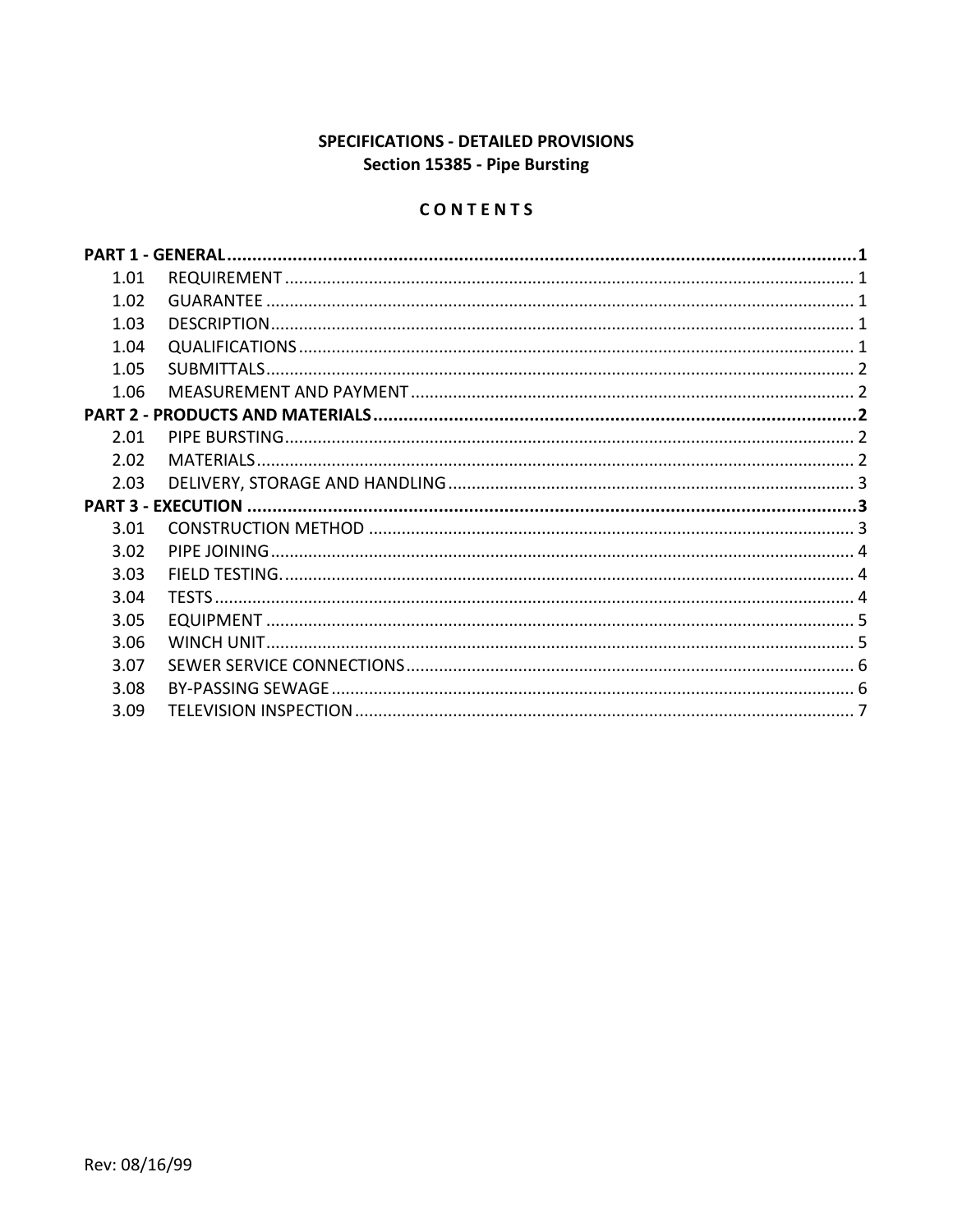**SPECIFICATIONS - DETAILED PROVISIONS**
**Section 15385 - Pipe Bursting**

**C O N T E N T S**

**PART 1 - GENERAL ....................................................................................................................... 1**

| | | |
|---|---|---|
| 1.01 | REQUIREMENT | 1 |
| 1.02 | GUARANTEE | 1 |
| 1.03 | DESCRIPTION | 1 |
| 1.04 | QUALIFICATIONS | 1 |
| 1.05 | SUBMITTALS | 2 |
| 1.06 | MEASUREMENT AND PAYMENT | 2 |

**PART 2 - PRODUCTS AND MATERIALS ................................................................................. 2**

| | | |
|---|---|---|
| 2.01 | PIPE BURSTING | 2 |
| 2.02 | MATERIALS | 2 |
| 2.03 | DELIVERY, STORAGE AND HANDLING | 3 |

**PART 3 - EXECUTION .................................................................................................................. 3**

| | | |
|---|---|---|
| 3.01 | CONSTRUCTION METHOD | 3 |
| 3.02 | PIPE JOINING | 4 |
| 3.03 | FIELD TESTING. | 4 |
| 3.04 | TESTS | 4 |
| 3.05 | EQUIPMENT | 5 |
| 3.06 | WINCH UNIT | 5 |
| 3.07 | SEWER SERVICE CONNECTIONS | 6 |
| 3.08 | BY-PASSING SEWAGE | 6 |
| 3.09 | TELEVISION INSPECTION | 7 |

Rev: 08/16/99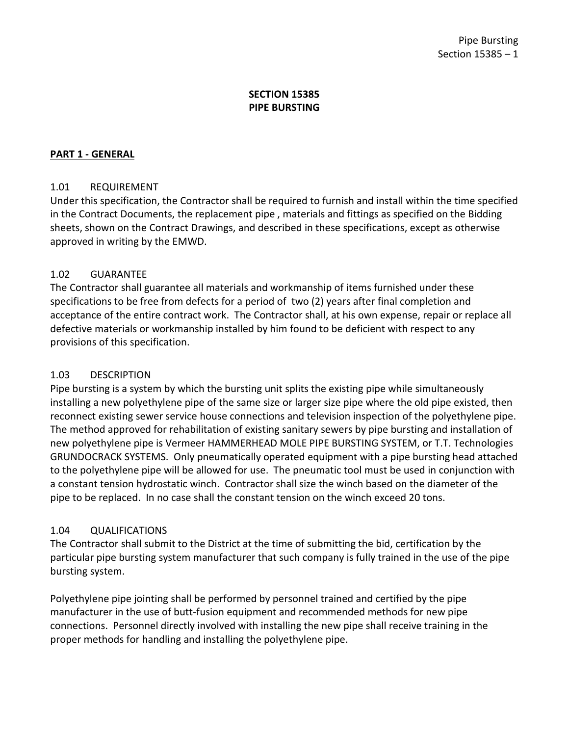# SECTION 15385
# PIPE BURSTING

## PART 1 - GENERAL

### 1.01 REQUIREMENT

Under this specification, the Contractor shall be required to furnish and install within the time specified in the Contract Documents, the replacement pipe , materials and fittings as specified on the Bidding sheets, shown on the Contract Drawings, and described in these specifications, except as otherwise approved in writing by the EMWD.

### 1.02 GUARANTEE

The Contractor shall guarantee all materials and workmanship of items furnished under these specifications to be free from defects for a period of two (2) years after final completion and acceptance of the entire contract work. The Contractor shall, at his own expense, repair or replace all defective materials or workmanship installed by him found to be deficient with respect to any provisions of this specification.

### 1.03 DESCRIPTION

Pipe bursting is a system by which the bursting unit splits the existing pipe while simultaneously installing a new polyethylene pipe of the same size or larger size pipe where the old pipe existed, then reconnect existing sewer service house connections and television inspection of the polyethylene pipe. The method approved for rehabilitation of existing sanitary sewers by pipe bursting and installation of new polyethylene pipe is Vermeer HAMMERHEAD MOLE PIPE BURSTING SYSTEM, or T.T. Technologies GRUNDOCRACK SYSTEMS. Only pneumatically operated equipment with a pipe bursting head attached to the polyethylene pipe will be allowed for use. The pneumatic tool must be used in conjunction with a constant tension hydrostatic winch. Contractor shall size the winch based on the diameter of the pipe to be replaced. In no case shall the constant tension on the winch exceed 20 tons.

### 1.04 QUALIFICATIONS

The Contractor shall submit to the District at the time of submitting the bid, certification by the particular pipe bursting system manufacturer that such company is fully trained in the use of the pipe bursting system.

Polyethylene pipe jointing shall be performed by personnel trained and certified by the pipe manufacturer in the use of butt-fusion equipment and recommended methods for new pipe connections. Personnel directly involved with installing the new pipe shall receive training in the proper methods for handling and installing the polyethylene pipe.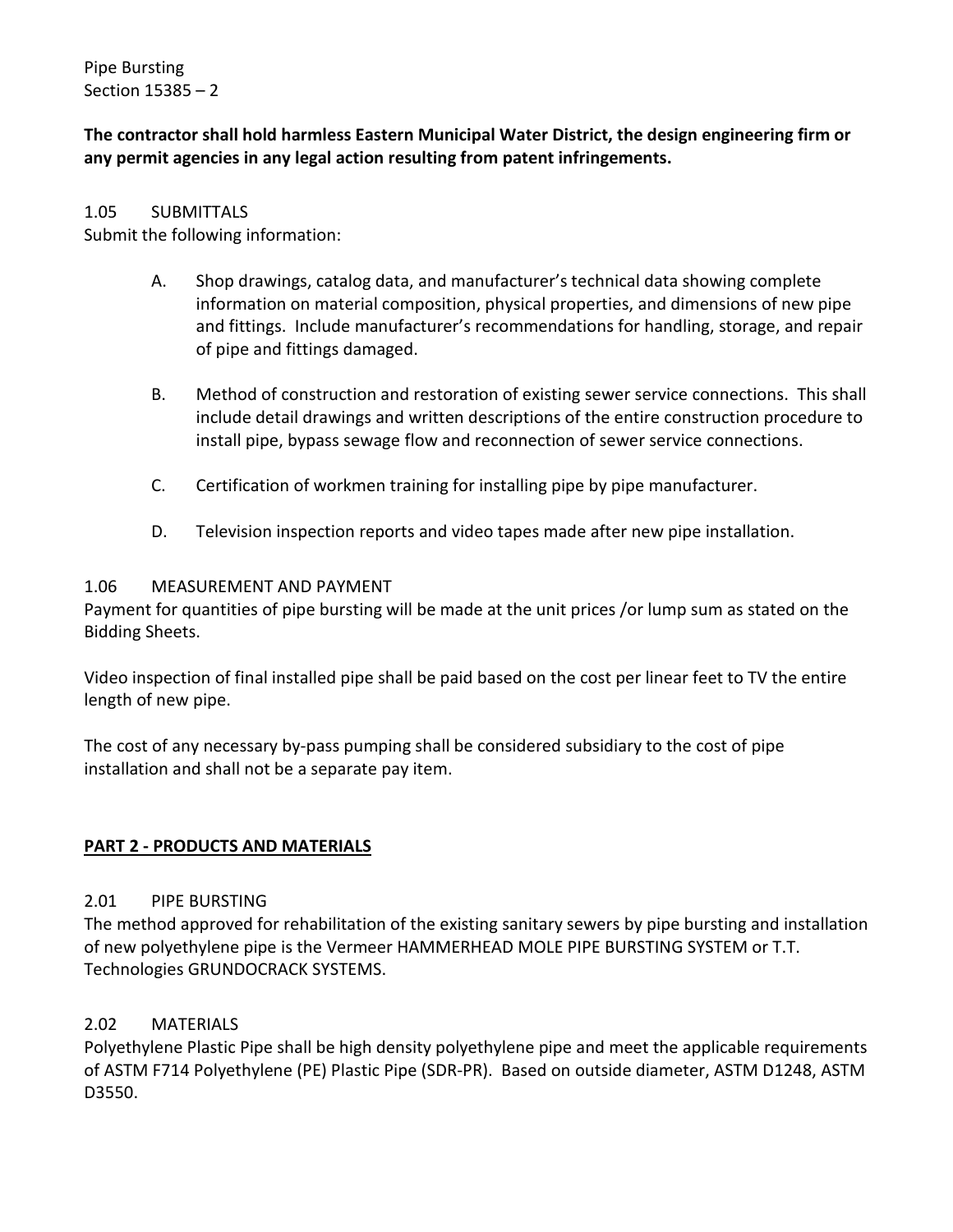**The contractor shall hold harmless Eastern Municipal Water District, the design engineering firm or any permit agencies in any legal action resulting from patent infringements.**

1.05 SUBMITTALS

Submit the following information:

A. Shop drawings, catalog data, and manufacturer's technical data showing complete information on material composition, physical properties, and dimensions of new pipe and fittings. Include manufacturer's recommendations for handling, storage, and repair of pipe and fittings damaged.

B. Method of construction and restoration of existing sewer service connections. This shall include detail drawings and written descriptions of the entire construction procedure to install pipe, bypass sewage flow and reconnection of sewer service connections.

C. Certification of workmen training for installing pipe by pipe manufacturer.

D. Television inspection reports and video tapes made after new pipe installation.

1.06 MEASUREMENT AND PAYMENT

Payment for quantities of pipe bursting will be made at the unit prices /or lump sum as stated on the Bidding Sheets.

Video inspection of final installed pipe shall be paid based on the cost per linear feet to TV the entire length of new pipe.

The cost of any necessary by-pass pumping shall be considered subsidiary to the cost of pipe installation and shall not be a separate pay item.

## PART 2 - PRODUCTS AND MATERIALS

2.01 PIPE BURSTING

The method approved for rehabilitation of the existing sanitary sewers by pipe bursting and installation of new polyethylene pipe is the Vermeer HAMMERHEAD MOLE PIPE BURSTING SYSTEM or T.T. Technologies GRUNDOCRACK SYSTEMS.

2.02 MATERIALS

Polyethylene Plastic Pipe shall be high density polyethylene pipe and meet the applicable requirements of ASTM F714 Polyethylene (PE) Plastic Pipe (SDR-PR). Based on outside diameter, ASTM D1248, ASTM D3550.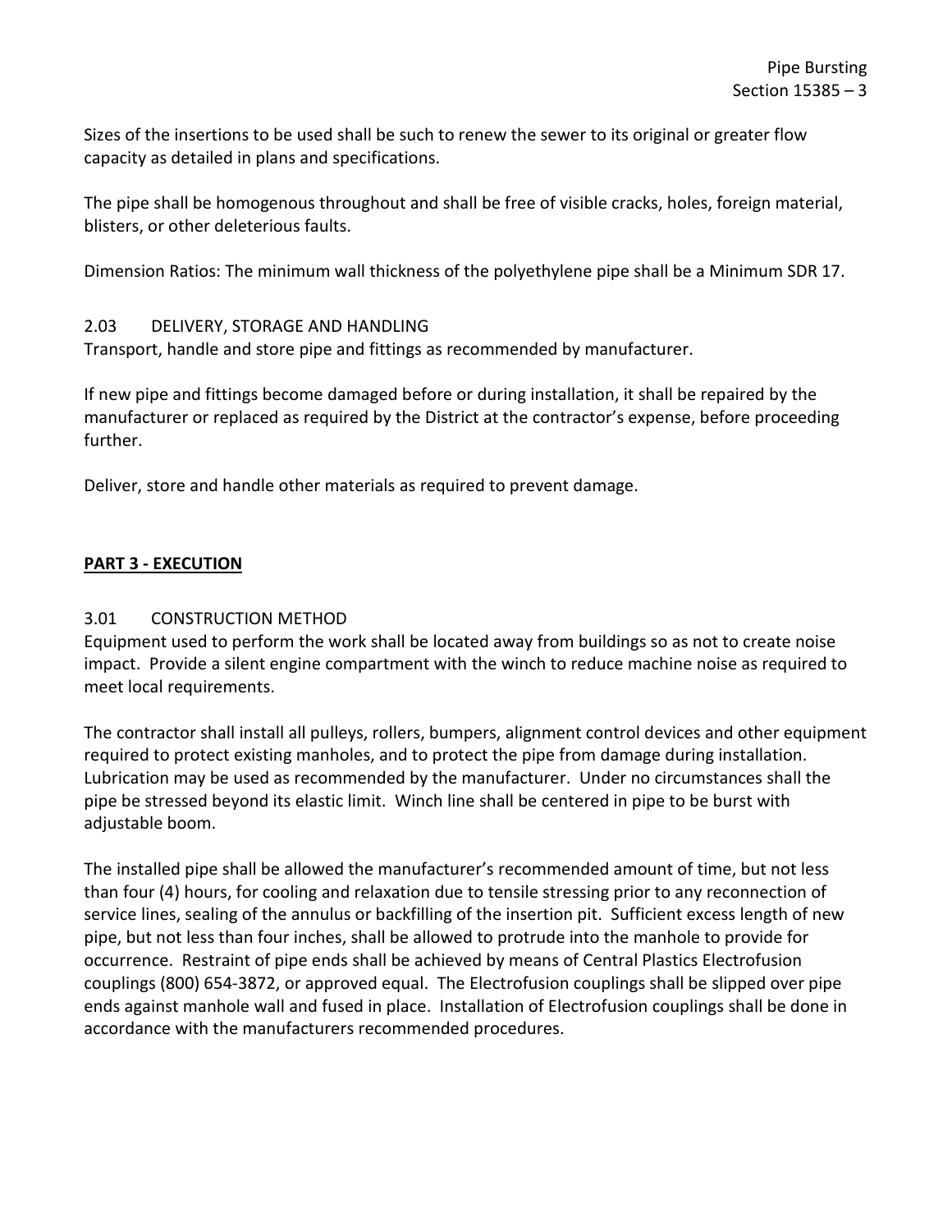Sizes of the insertions to be used shall be such to renew the sewer to its original or greater flow capacity as detailed in plans and specifications.

The pipe shall be homogenous throughout and shall be free of visible cracks, holes, foreign material, blisters, or other deleterious faults.

Dimension Ratios: The minimum wall thickness of the polyethylene pipe shall be a Minimum SDR 17.

### 2.03 DELIVERY, STORAGE AND HANDLING

Transport, handle and store pipe and fittings as recommended by manufacturer.

If new pipe and fittings become damaged before or during installation, it shall be repaired by the manufacturer or replaced as required by the District at the contractor's expense, before proceeding further.

Deliver, store and handle other materials as required to prevent damage.

## PART 3 - EXECUTION

### 3.01 CONSTRUCTION METHOD

Equipment used to perform the work shall be located away from buildings so as not to create noise impact. Provide a silent engine compartment with the winch to reduce machine noise as required to meet local requirements.

The contractor shall install all pulleys, rollers, bumpers, alignment control devices and other equipment required to protect existing manholes, and to protect the pipe from damage during installation. Lubrication may be used as recommended by the manufacturer. Under no circumstances shall the pipe be stressed beyond its elastic limit. Winch line shall be centered in pipe to be burst with adjustable boom.

The installed pipe shall be allowed the manufacturer's recommended amount of time, but not less than four (4) hours, for cooling and relaxation due to tensile stressing prior to any reconnection of service lines, sealing of the annulus or backfilling of the insertion pit. Sufficient excess length of new pipe, but not less than four inches, shall be allowed to protrude into the manhole to provide for occurrence. Restraint of pipe ends shall be achieved by means of Central Plastics Electrofusion couplings (800) 654-3872, or approved equal. The Electrofusion couplings shall be slipped over pipe ends against manhole wall and fused in place. Installation of Electrofusion couplings shall be done in accordance with the manufacturers recommended procedures.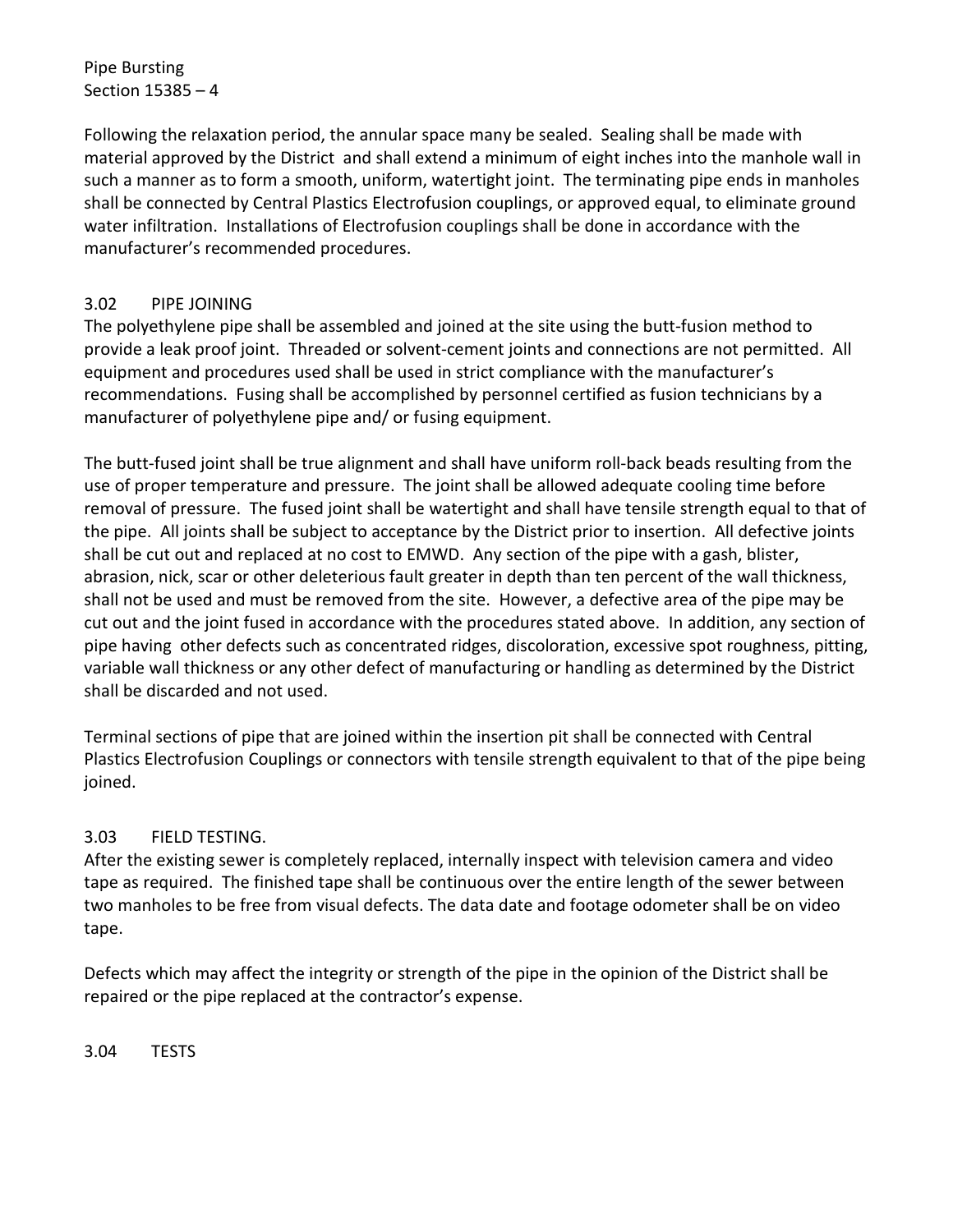Following the relaxation period, the annular space many be sealed. Sealing shall be made with material approved by the District and shall extend a minimum of eight inches into the manhole wall in such a manner as to form a smooth, uniform, watertight joint. The terminating pipe ends in manholes shall be connected by Central Plastics Electrofusion couplings, or approved equal, to eliminate ground water infiltration. Installations of Electrofusion couplings shall be done in accordance with the manufacturer's recommended procedures.

## 3.02 PIPE JOINING

The polyethylene pipe shall be assembled and joined at the site using the butt-fusion method to provide a leak proof joint. Threaded or solvent-cement joints and connections are not permitted. All equipment and procedures used shall be used in strict compliance with the manufacturer's recommendations. Fusing shall be accomplished by personnel certified as fusion technicians by a manufacturer of polyethylene pipe and/ or fusing equipment.

The butt-fused joint shall be true alignment and shall have uniform roll-back beads resulting from the use of proper temperature and pressure. The joint shall be allowed adequate cooling time before removal of pressure. The fused joint shall be watertight and shall have tensile strength equal to that of the pipe. All joints shall be subject to acceptance by the District prior to insertion. All defective joints shall be cut out and replaced at no cost to EMWD. Any section of the pipe with a gash, blister, abrasion, nick, scar or other deleterious fault greater in depth than ten percent of the wall thickness, shall not be used and must be removed from the site. However, a defective area of the pipe may be cut out and the joint fused in accordance with the procedures stated above. In addition, any section of pipe having other defects such as concentrated ridges, discoloration, excessive spot roughness, pitting, variable wall thickness or any other defect of manufacturing or handling as determined by the District shall be discarded and not used.

Terminal sections of pipe that are joined within the insertion pit shall be connected with Central Plastics Electrofusion Couplings or connectors with tensile strength equivalent to that of the pipe being joined.

## 3.03 FIELD TESTING.

After the existing sewer is completely replaced, internally inspect with television camera and video tape as required. The finished tape shall be continuous over the entire length of the sewer between two manholes to be free from visual defects. The data date and footage odometer shall be on video tape.

Defects which may affect the integrity or strength of the pipe in the opinion of the District shall be repaired or the pipe replaced at the contractor's expense.

## 3.04 TESTS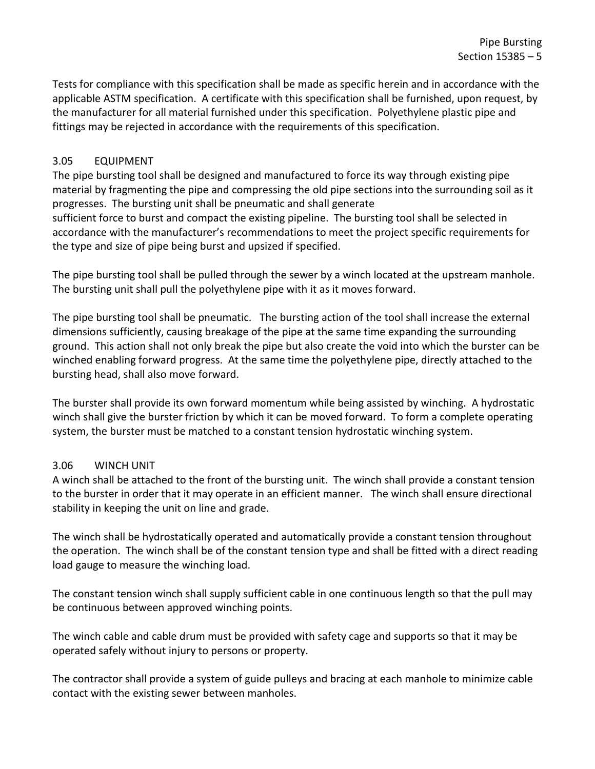Tests for compliance with this specification shall be made as specific herein and in accordance with the applicable ASTM specification. A certificate with this specification shall be furnished, upon request, by the manufacturer for all material furnished under this specification. Polyethylene plastic pipe and fittings may be rejected in accordance with the requirements of this specification.

### 3.05 EQUIPMENT

The pipe bursting tool shall be designed and manufactured to force its way through existing pipe material by fragmenting the pipe and compressing the old pipe sections into the surrounding soil as it progresses. The bursting unit shall be pneumatic and shall generate sufficient force to burst and compact the existing pipeline. The bursting tool shall be selected in accordance with the manufacturer's recommendations to meet the project specific requirements for the type and size of pipe being burst and upsized if specified.

The pipe bursting tool shall be pulled through the sewer by a winch located at the upstream manhole. The bursting unit shall pull the polyethylene pipe with it as it moves forward.

The pipe bursting tool shall be pneumatic. The bursting action of the tool shall increase the external dimensions sufficiently, causing breakage of the pipe at the same time expanding the surrounding ground. This action shall not only break the pipe but also create the void into which the burster can be winched enabling forward progress. At the same time the polyethylene pipe, directly attached to the bursting head, shall also move forward.

The burster shall provide its own forward momentum while being assisted by winching. A hydrostatic winch shall give the burster friction by which it can be moved forward. To form a complete operating system, the burster must be matched to a constant tension hydrostatic winching system.

### 3.06 WINCH UNIT

A winch shall be attached to the front of the bursting unit. The winch shall provide a constant tension to the burster in order that it may operate in an efficient manner. The winch shall ensure directional stability in keeping the unit on line and grade.

The winch shall be hydrostatically operated and automatically provide a constant tension throughout the operation. The winch shall be of the constant tension type and shall be fitted with a direct reading load gauge to measure the winching load.

The constant tension winch shall supply sufficient cable in one continuous length so that the pull may be continuous between approved winching points.

The winch cable and cable drum must be provided with safety cage and supports so that it may be operated safely without injury to persons or property.

The contractor shall provide a system of guide pulleys and bracing at each manhole to minimize cable contact with the existing sewer between manholes.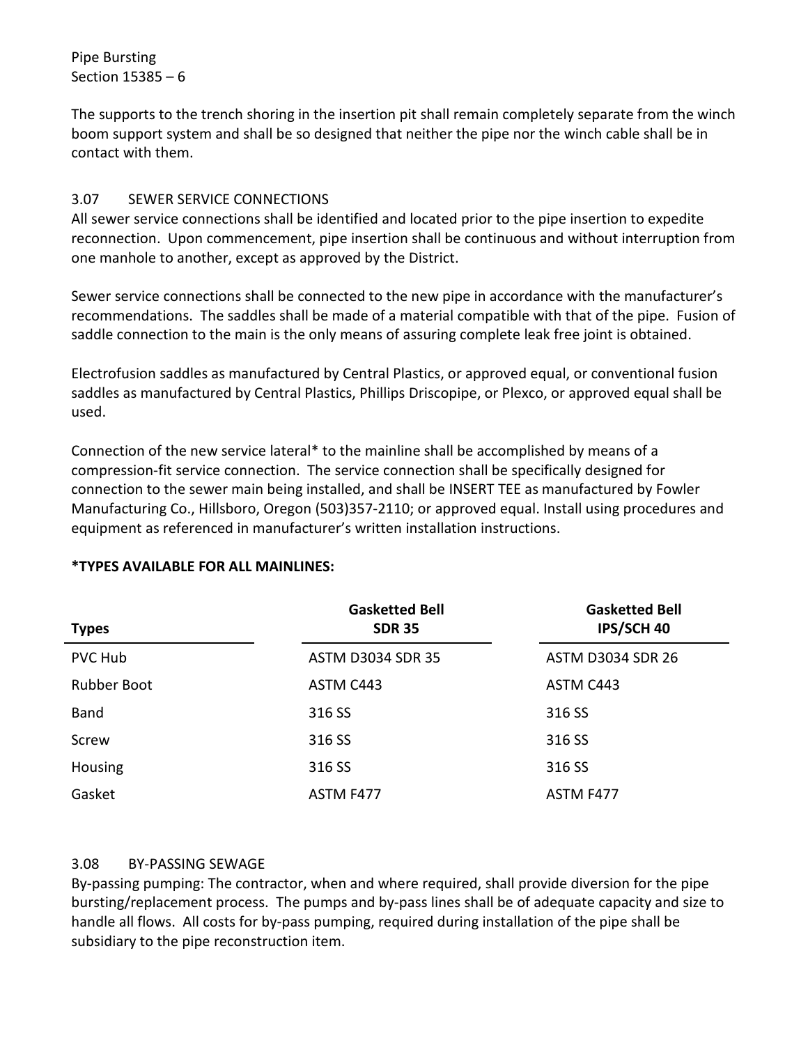The supports to the trench shoring in the insertion pit shall remain completely separate from the winch boom support system and shall be so designed that neither the pipe nor the winch cable shall be in contact with them.

### 3.07 SEWER SERVICE CONNECTIONS

All sewer service connections shall be identified and located prior to the pipe insertion to expedite reconnection. Upon commencement, pipe insertion shall be continuous and without interruption from one manhole to another, except as approved by the District.

Sewer service connections shall be connected to the new pipe in accordance with the manufacturer's recommendations. The saddles shall be made of a material compatible with that of the pipe. Fusion of saddle connection to the main is the only means of assuring complete leak free joint is obtained.

Electrofusion saddles as manufactured by Central Plastics, or approved equal, or conventional fusion saddles as manufactured by Central Plastics, Phillips Driscopipe, or Plexco, or approved equal shall be used.

Connection of the new service lateral* to the mainline shall be accomplished by means of a compression-fit service connection. The service connection shall be specifically designed for connection to the sewer main being installed, and shall be INSERT TEE as manufactured by Fowler Manufacturing Co., Hillsboro, Oregon (503)357-2110; or approved equal. Install using procedures and equipment as referenced in manufacturer's written installation instructions.

**\*TYPES AVAILABLE FOR ALL MAINLINES:**

| Types | Gasketted Bell SDR 35 | Gasketted Bell IPS/SCH 40 |
|---|---|---|
| PVC Hub | ASTM D3034 SDR 35 | ASTM D3034 SDR 26 |
| Rubber Boot | ASTM C443 | ASTM C443 |
| Band | 316 SS | 316 SS |
| Screw | 316 SS | 316 SS |
| Housing | 316 SS | 316 SS |
| Gasket | ASTM F477 | ASTM F477 |

### 3.08 BY-PASSING SEWAGE

By-passing pumping: The contractor, when and where required, shall provide diversion for the pipe bursting/replacement process. The pumps and by-pass lines shall be of adequate capacity and size to handle all flows. All costs for by-pass pumping, required during installation of the pipe shall be subsidiary to the pipe reconstruction item.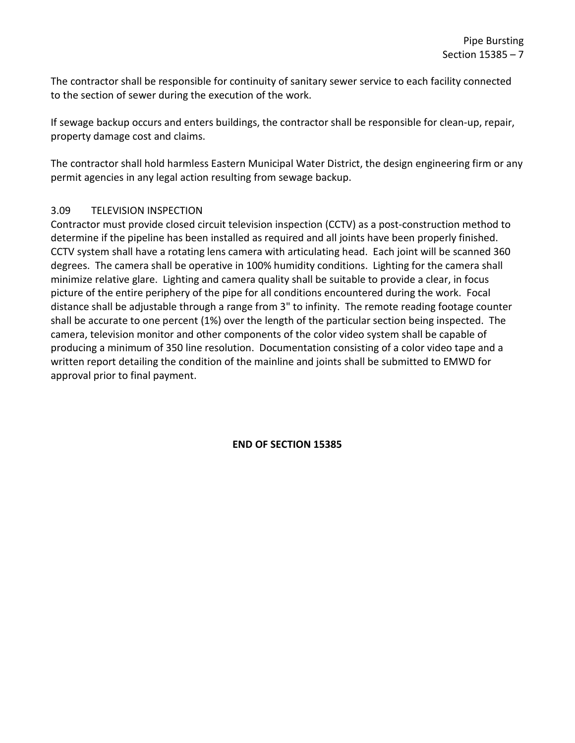The contractor shall be responsible for continuity of sanitary sewer service to each facility connected to the section of sewer during the execution of the work.

If sewage backup occurs and enters buildings, the contractor shall be responsible for clean-up, repair, property damage cost and claims.

The contractor shall hold harmless Eastern Municipal Water District, the design engineering firm or any permit agencies in any legal action resulting from sewage backup.

### 3.09 TELEVISION INSPECTION

Contractor must provide closed circuit television inspection (CCTV) as a post-construction method to determine if the pipeline has been installed as required and all joints have been properly finished. CCTV system shall have a rotating lens camera with articulating head. Each joint will be scanned 360 degrees. The camera shall be operative in 100% humidity conditions. Lighting for the camera shall minimize relative glare. Lighting and camera quality shall be suitable to provide a clear, in focus picture of the entire periphery of the pipe for all conditions encountered during the work. Focal distance shall be adjustable through a range from 3" to infinity. The remote reading footage counter shall be accurate to one percent (1%) over the length of the particular section being inspected. The camera, television monitor and other components of the color video system shall be capable of producing a minimum of 350 line resolution. Documentation consisting of a color video tape and a written report detailing the condition of the mainline and joints shall be submitted to EMWD for approval prior to final payment.

**END OF SECTION 15385**